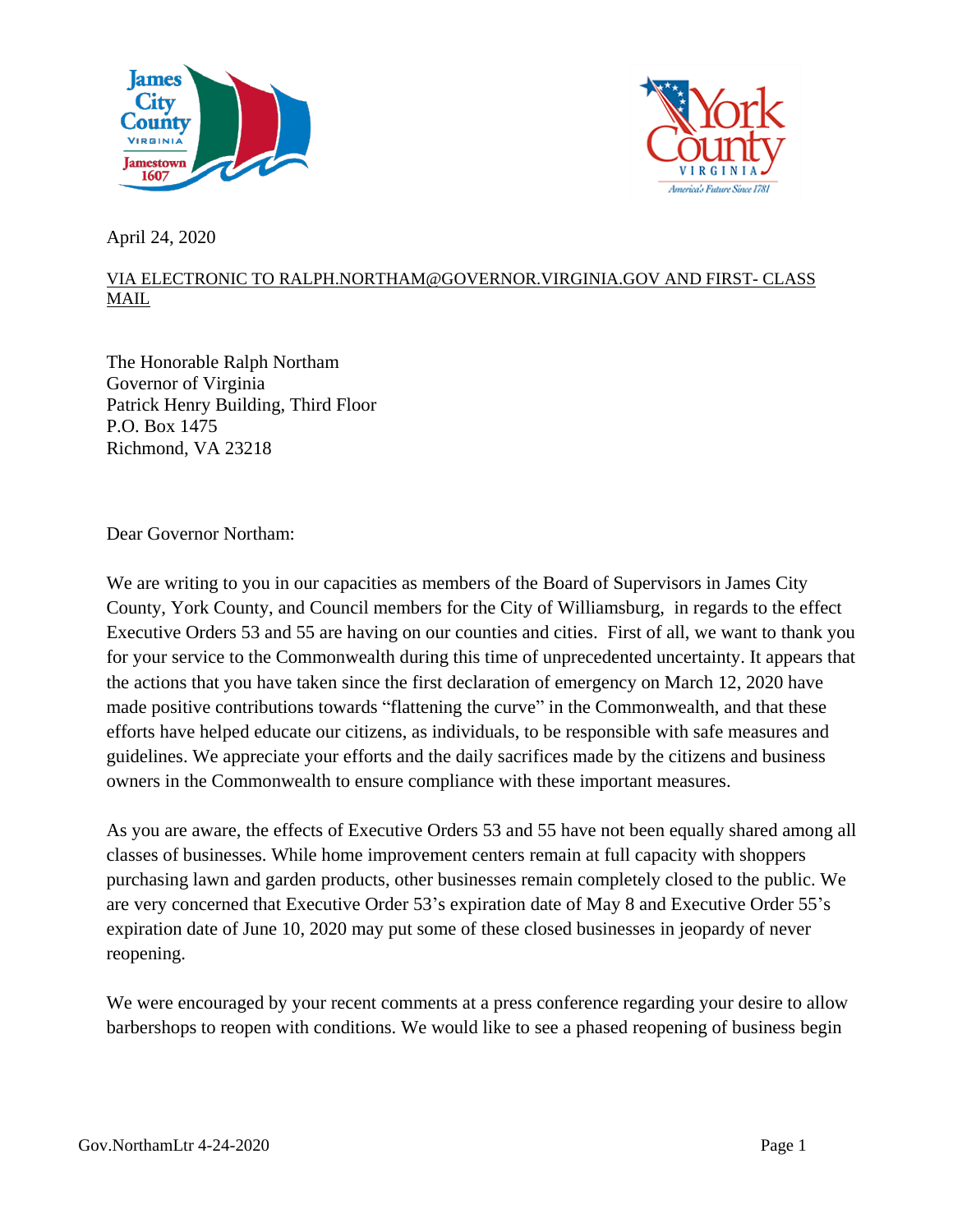April 24, 2020

VIA ELECTRONIC TO RALPH.NORTHAM@GOVERNOR.VIRGINIA.GOV AND FIRST- CLASS MAIL

The Honorable Ralph Northam
Governor of Virginia
Patrick Henry Building, Third Floor
P.O. Box 1475
Richmond, VA 23218

Dear Governor Northam:

We are writing to you in our capacities as members of the Board of Supervisors in James City County, York County, and Council members for the City of Williamsburg, in regards to the effect Executive Orders 53 and 55 are having on our counties and cities. First of all, we want to thank you for your service to the Commonwealth during this time of unprecedented uncertainty. It appears that the actions that you have taken since the first declaration of emergency on March 12, 2020 have made positive contributions towards "flattening the curve" in the Commonwealth, and that these efforts have helped educate our citizens, as individuals, to be responsible with safe measures and guidelines. We appreciate your efforts and the daily sacrifices made by the citizens and business owners in the Commonwealth to ensure compliance with these important measures.

As you are aware, the effects of Executive Orders 53 and 55 have not been equally shared among all classes of businesses. While home improvement centers remain at full capacity with shoppers purchasing lawn and garden products, other businesses remain completely closed to the public. We are very concerned that Executive Order 53's expiration date of May 8 and Executive Order 55's expiration date of June 10, 2020 may put some of these closed businesses in jeopardy of never reopening.

We were encouraged by your recent comments at a press conference regarding your desire to allow barbershops to reopen with conditions. We would like to see a phased reopening of business begin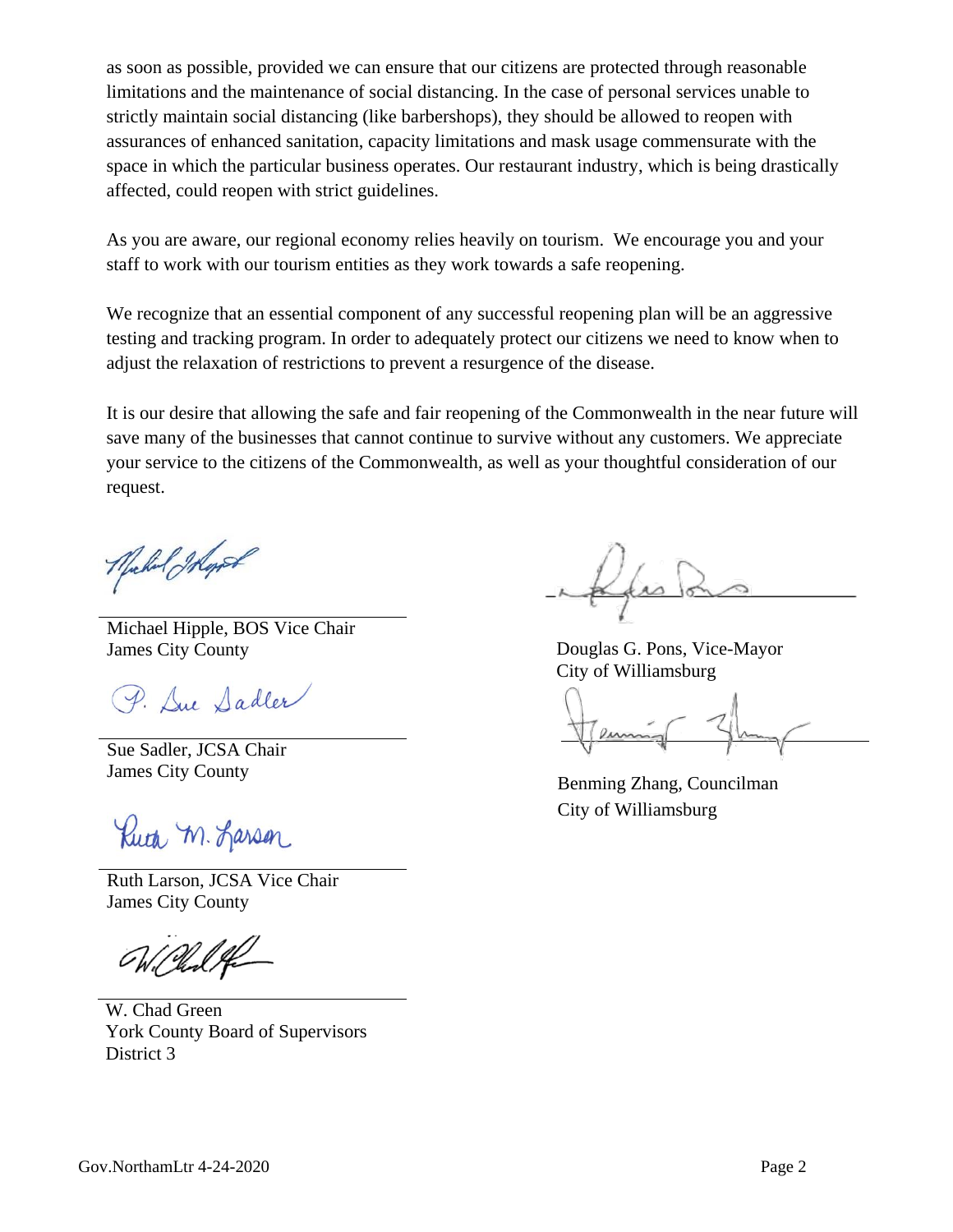as soon as possible, provided we can ensure that our citizens are protected through reasonable limitations and the maintenance of social distancing. In the case of personal services unable to strictly maintain social distancing (like barbershops), they should be allowed to reopen with assurances of enhanced sanitation, capacity limitations and mask usage commensurate with the space in which the particular business operates. Our restaurant industry, which is being drastically affected, could reopen with strict guidelines.

As you are aware, our regional economy relies heavily on tourism. We encourage you and your staff to work with our tourism entities as they work towards a safe reopening.

We recognize that an essential component of any successful reopening plan will be an aggressive testing and tracking program. In order to adequately protect our citizens we need to know when to adjust the relaxation of restrictions to prevent a resurgence of the disease.

It is our desire that allowing the safe and fair reopening of the Commonwealth in the near future will save many of the businesses that cannot continue to survive without any customers. We appreciate your service to the citizens of the Commonwealth, as well as your thoughtful consideration of our request.

Michael Hipple, BOS Vice Chair
James City County

Sue Sadler, JCSA Chair
James City County

Ruth Larson, JCSA Vice Chair
James City County

W. Chad Green
York County Board of Supervisors
District 3

Douglas G. Pons, Vice-Mayor
City of Williamsburg

Benming Zhang, Councilman
City of Williamsburg